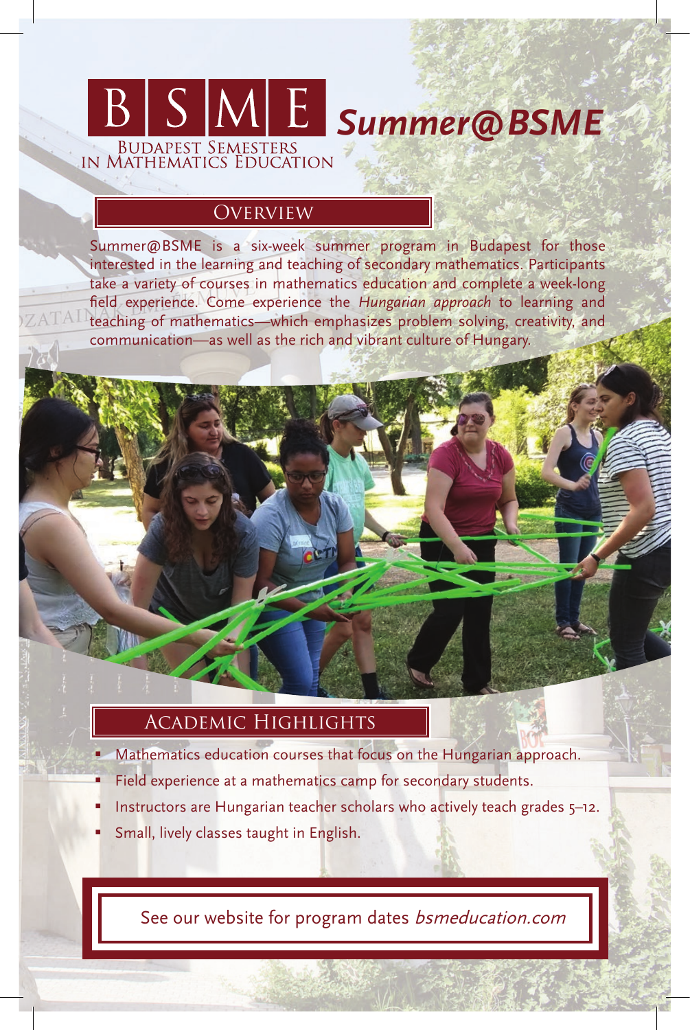# BSME Summer@BSME

BUDAPEST SEMESTERS IN MATHEMATICS EDUCATION

## Overview

Summer@BSME is a six-week summer program in Budapest for those interested in the learning and teaching of secondary mathematics. Participants take a variety of courses in mathematics education and complete a week-long field experience. Come experience the *Hungarian approach* to learning and teaching of mathematics—which emphasizes problem solving, creativity, and communication—as well as the rich and vibrant culture of Hungary.

## Academic Highlights

- Mathematics education courses that focus on the Hungarian approach.
- Field experience at a mathematics camp for secondary students.
- Instructors are Hungarian teacher scholars who actively teach grades 5–12.
- Small, lively classes taught in English.

See our website for program dates *bsmeducation.com*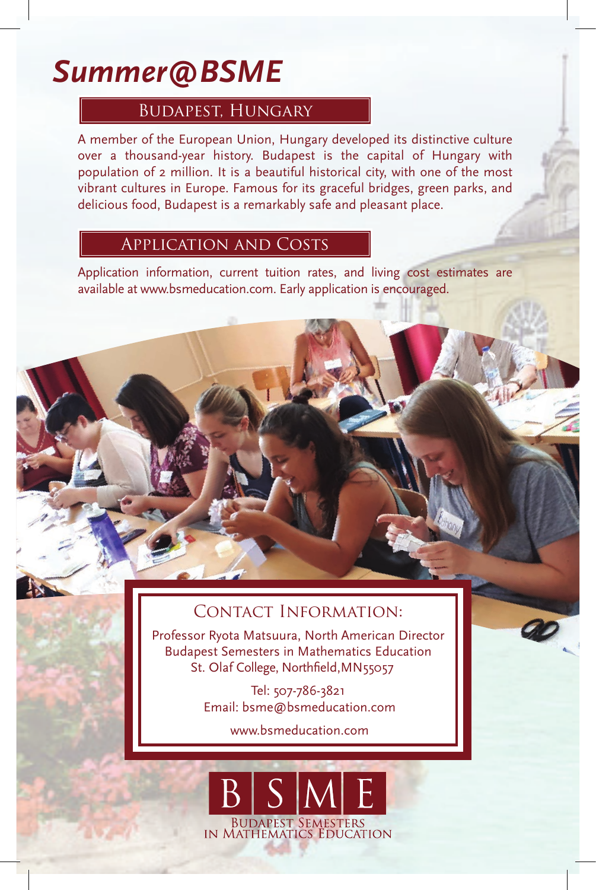# *Summer@BSME*

## Budapest, Hungary

A member of the European Union, Hungary developed its distinctive culture over a thousand-year history. Budapest is the capital of Hungary with population of 2 million. It is a beautiful historical city, with one of the most vibrant cultures in Europe. Famous for its graceful bridges, green parks, and delicious food, Budapest is a remarkably safe and pleasant place.

## Application and Costs

Application information, current tuition rates, and living cost estimates are available at www.bsmeducation.com. Early application is encouraged.

## Contact Information:

Professor Ryota Matsuura, North American Director
Budapest Semesters in Mathematics Education
St. Olaf College, Northfield, MN 55057

Tel: 507-786-3821
Email: bsme@bsmeducation.com

www.bsmeducation.com

B S M E
Budapest Semesters in Mathematics Education